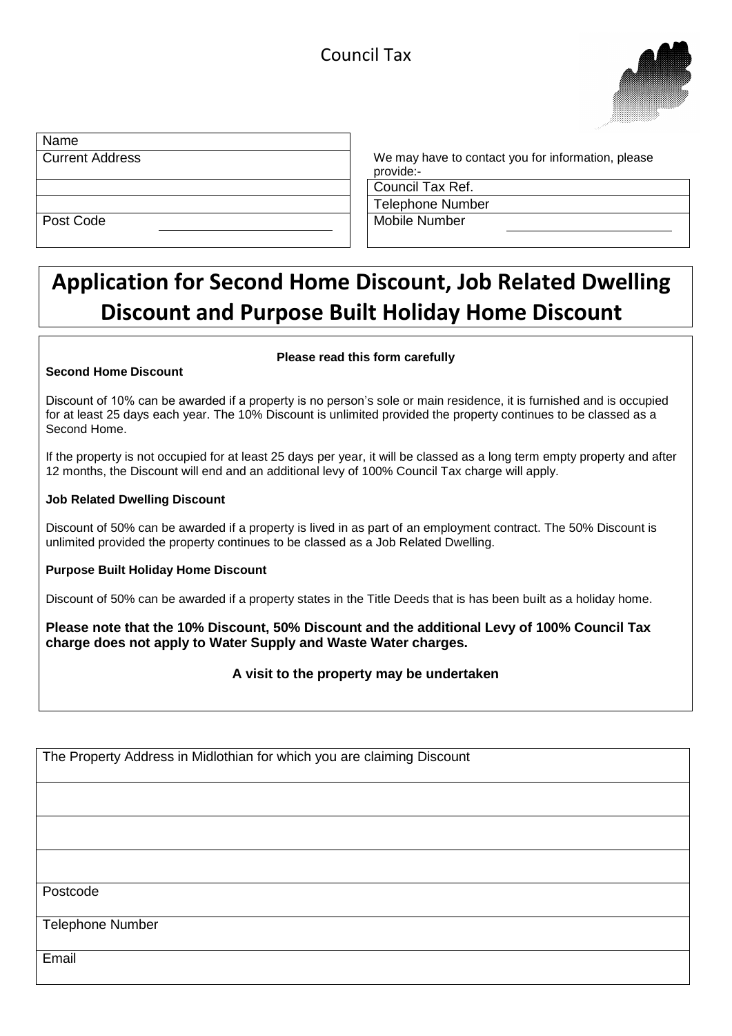Council Tax

| Name |
|---|
| Current Address |
| |
| |
| Post Code |

We may have to contact you for information, please provide:-

| Council Tax Ref. |
|---|
| Telephone Number |
| Mobile Number |

# Application for Second Home Discount, Job Related Dwelling Discount and Purpose Built Holiday Home Discount

**Please read this form carefully**

**Second Home Discount**

Discount of 10% can be awarded if a property is no person's sole or main residence, it is furnished and is occupied for at least 25 days each year. The 10% Discount is unlimited provided the property continues to be classed as a Second Home.

If the property is not occupied for at least 25 days per year, it will be classed as a long term empty property and after 12 months, the Discount will end and an additional levy of 100% Council Tax charge will apply.

**Job Related Dwelling Discount**

Discount of 50% can be awarded if a property is lived in as part of an employment contract. The 50% Discount is unlimited provided the property continues to be classed as a Job Related Dwelling.

**Purpose Built Holiday Home Discount**

Discount of 50% can be awarded if a property states in the Title Deeds that is has been built as a holiday home.

**Please note that the 10% Discount, 50% Discount and the additional Levy of 100% Council Tax charge does not apply to Water Supply and Waste Water charges.**

**A visit to the property may be undertaken**

| The Property Address in Midlothian for which you are claiming Discount |
|---|
| |
| |
| |
| Postcode |
| Telephone Number |
| Email |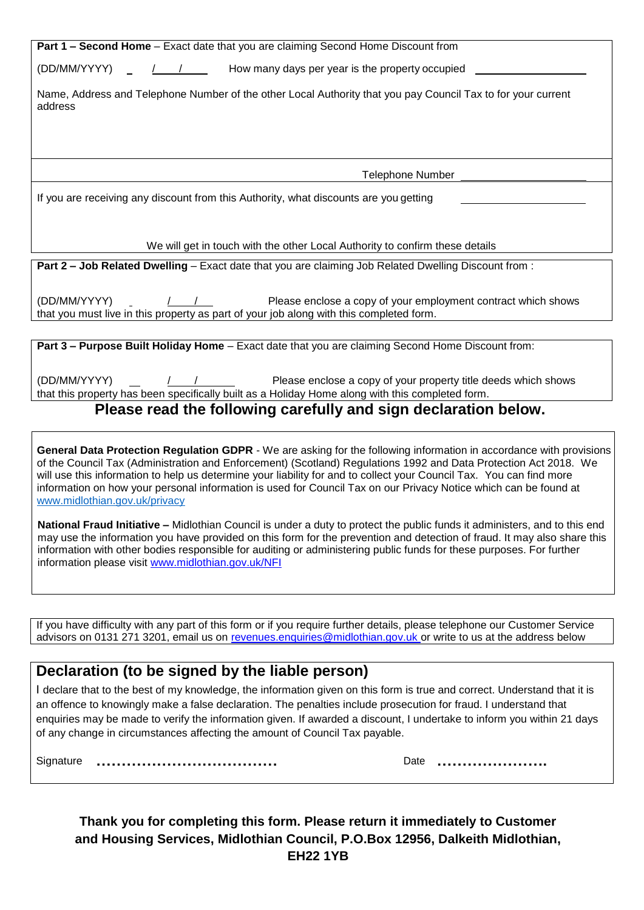**Part 1 – Second Home** – Exact date that you are claiming Second Home Discount from

(DD/MM/YYYY) ___ / ___ / _____ How many days per year is the property occupied ________________

Name, Address and Telephone Number of the other Local Authority that you pay Council Tax to for your current address

Telephone Number ____________________

If you are receiving any discount from this Authority, what discounts are you getting ____________________

We will get in touch with the other Local Authority to confirm these details

**Part 2 – Job Related Dwelling** – Exact date that you are claiming Job Related Dwelling Discount from :

(DD/MM/YYYY) ___ / ___ / ___ Please enclose a copy of your employment contract which shows that you must live in this property as part of your job along with this completed form.

**Part 3 – Purpose Built Holiday Home** – Exact date that you are claiming Second Home Discount from:

(DD/MM/YYYY) ___ / ___ / ______ Please enclose a copy of your property title deeds which shows that this property has been specifically built as a Holiday Home along with this completed form.

## Please read the following carefully and sign declaration below.

**General Data Protection Regulation GDPR** - We are asking for the following information in accordance with provisions of the Council Tax (Administration and Enforcement) (Scotland) Regulations 1992 and Data Protection Act 2018. We will use this information to help us determine your liability for and to collect your Council Tax. You can find more information on how your personal information is used for Council Tax on our Privacy Notice which can be found at www.midlothian.gov.uk/privacy

**National Fraud Initiative –** Midlothian Council is under a duty to protect the public funds it administers, and to this end may use the information you have provided on this form for the prevention and detection of fraud. It may also share this information with other bodies responsible for auditing or administering public funds for these purposes. For further information please visit www.midlothian.gov.uk/NFI

If you have difficulty with any part of this form or if you require further details, please telephone our Customer Service advisors on 0131 271 3201, email us on revenues.enquiries@midlothian.gov.uk or write to us at the address below

## Declaration (to be signed by the liable person)

I declare that to the best of my knowledge, the information given on this form is true and correct. Understand that it is an offence to knowingly make a false declaration. The penalties include prosecution for fraud. I understand that enquiries may be made to verify the information given. If awarded a discount, I undertake to inform you within 21 days of any change in circumstances affecting the amount of Council Tax payable.

Signature ……………………………… Date …………………..

**Thank you for completing this form. Please return it immediately to Customer and Housing Services, Midlothian Council, P.O.Box 12956, Dalkeith Midlothian, EH22 1YB**